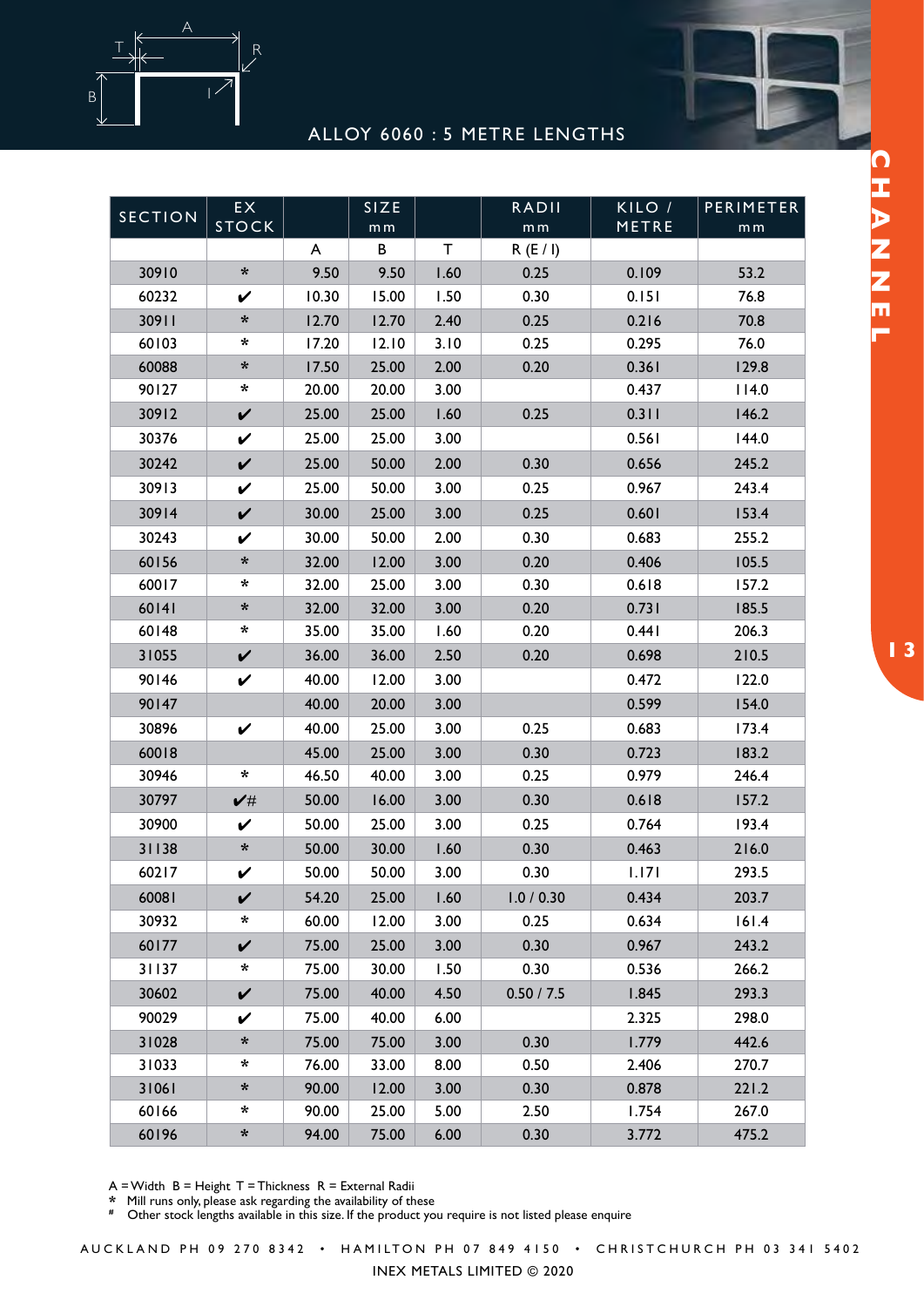# ALLOY 6060 : 5 METRE LENGTHS

## CHANNEL

| SECTION | EX STOCK | | SIZE mm | | RADII mm | KILO / METRE | PERIMETER mm |
|---|---|---|---|---|---|---|---|
| | | A | B | T | R (E / I) | | |
| 30910 | * | 9.50 | 9.50 | 1.60 | 0.25 | 0.109 | 53.2 |
| 60232 | ✔ | 10.30 | 15.00 | 1.50 | 0.30 | 0.151 | 76.8 |
| 30911 | * | 12.70 | 12.70 | 2.40 | 0.25 | 0.216 | 70.8 |
| 60103 | * | 17.20 | 12.10 | 3.10 | 0.25 | 0.295 | 76.0 |
| 60088 | * | 17.50 | 25.00 | 2.00 | 0.20 | 0.361 | 129.8 |
| 90127 | * | 20.00 | 20.00 | 3.00 | | 0.437 | 114.0 |
| 30912 | ✔ | 25.00 | 25.00 | 1.60 | 0.25 | 0.311 | 146.2 |
| 30376 | ✔ | 25.00 | 25.00 | 3.00 | | 0.561 | 144.0 |
| 30242 | ✔ | 25.00 | 50.00 | 2.00 | 0.30 | 0.656 | 245.2 |
| 30913 | ✔ | 25.00 | 50.00 | 3.00 | 0.25 | 0.967 | 243.4 |
| 30914 | ✔ | 30.00 | 25.00 | 3.00 | 0.25 | 0.601 | 153.4 |
| 30243 | ✔ | 30.00 | 50.00 | 2.00 | 0.30 | 0.683 | 255.2 |
| 60156 | * | 32.00 | 12.00 | 3.00 | 0.20 | 0.406 | 105.5 |
| 60017 | * | 32.00 | 25.00 | 3.00 | 0.30 | 0.618 | 157.2 |
| 60141 | * | 32.00 | 32.00 | 3.00 | 0.20 | 0.731 | 185.5 |
| 60148 | * | 35.00 | 35.00 | 1.60 | 0.20 | 0.441 | 206.3 |
| 31055 | ✔ | 36.00 | 36.00 | 2.50 | 0.20 | 0.698 | 210.5 |
| 90146 | ✔ | 40.00 | 12.00 | 3.00 | | 0.472 | 122.0 |
| 90147 | | 40.00 | 20.00 | 3.00 | | 0.599 | 154.0 |
| 30896 | ✔ | 40.00 | 25.00 | 3.00 | 0.25 | 0.683 | 173.4 |
| 60018 | | 45.00 | 25.00 | 3.00 | 0.30 | 0.723 | 183.2 |
| 30946 | * | 46.50 | 40.00 | 3.00 | 0.25 | 0.979 | 246.4 |
| 30797 | ✔# | 50.00 | 16.00 | 3.00 | 0.30 | 0.618 | 157.2 |
| 30900 | ✔ | 50.00 | 25.00 | 3.00 | 0.25 | 0.764 | 193.4 |
| 31138 | * | 50.00 | 30.00 | 1.60 | 0.30 | 0.463 | 216.0 |
| 60217 | ✔ | 50.00 | 50.00 | 3.00 | 0.30 | 1.171 | 293.5 |
| 60081 | ✔ | 54.20 | 25.00 | 1.60 | 1.0 / 0.30 | 0.434 | 203.7 |
| 30932 | * | 60.00 | 12.00 | 3.00 | 0.25 | 0.634 | 161.4 |
| 60177 | ✔ | 75.00 | 25.00 | 3.00 | 0.30 | 0.967 | 243.2 |
| 31137 | * | 75.00 | 30.00 | 1.50 | 0.30 | 0.536 | 266.2 |
| 30602 | ✔ | 75.00 | 40.00 | 4.50 | 0.50 / 7.5 | 1.845 | 293.3 |
| 90029 | ✔ | 75.00 | 40.00 | 6.00 | | 2.325 | 298.0 |
| 31028 | * | 75.00 | 75.00 | 3.00 | 0.30 | 1.779 | 442.6 |
| 31033 | * | 76.00 | 33.00 | 8.00 | 0.50 | 2.406 | 270.7 |
| 31061 | * | 90.00 | 12.00 | 3.00 | 0.30 | 0.878 | 221.2 |
| 60166 | * | 90.00 | 25.00 | 5.00 | 2.50 | 1.754 | 267.0 |
| 60196 | * | 94.00 | 75.00 | 6.00 | 0.30 | 3.772 | 475.2 |

A = Width B = Height T = Thickness R = External Radii

\* Mill runs only, please ask regarding the availability of these

\# Other stock lengths available in this size. If the product you require is not listed please enquire

AUCKLAND PH 09 270 8342 • HAMILTON PH 07 849 4150 • CHRISTCHURCH PH 03 341 5402

INEX METALS LIMITED © 2020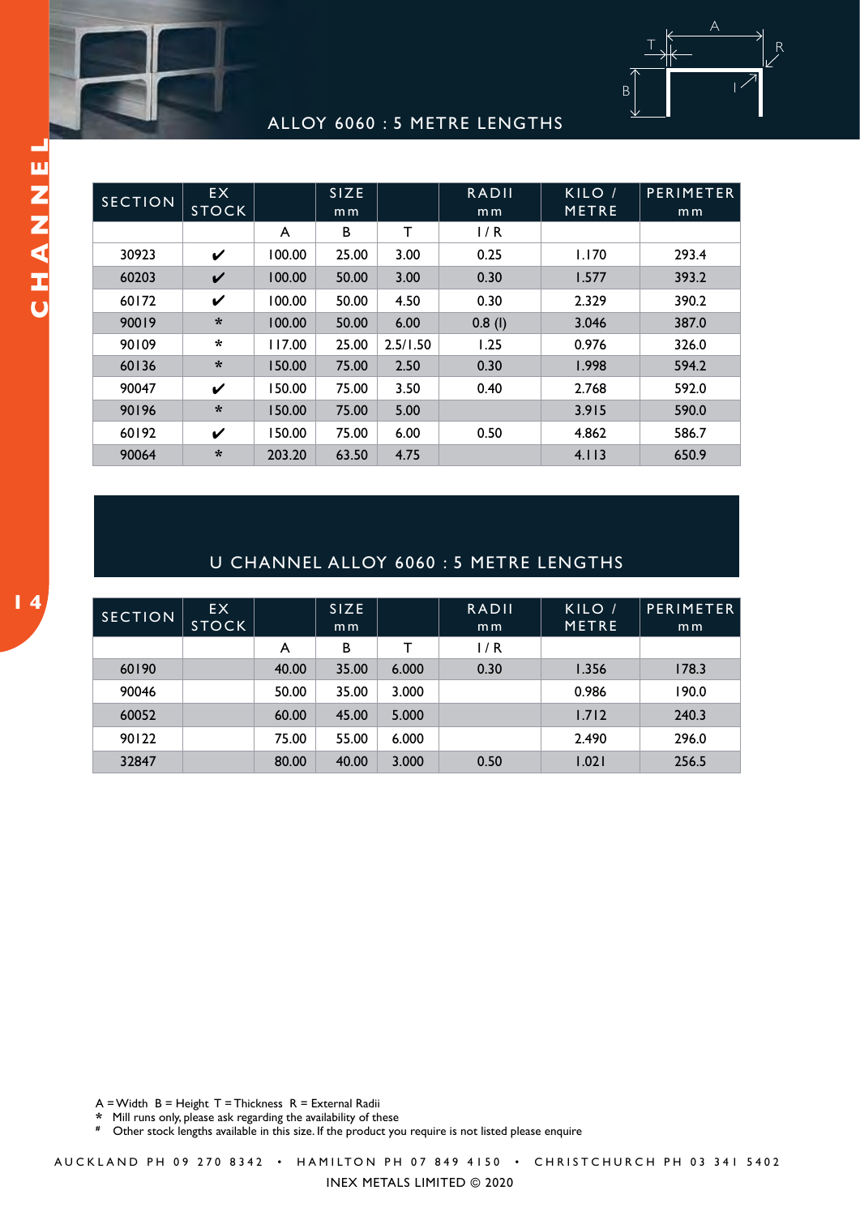# CHANNEL

## ALLOY 6060 : 5 METRE LENGTHS

| SECTION | EX STOCK | SIZE mm | | | RADII mm | KILO / METRE | PERIMETER mm |
|---|---|---|---|---|---|---|---|
| | | A | B | T | I / R | | |
| 30923 | ✔ | 100.00 | 25.00 | 3.00 | 0.25 | 1.170 | 293.4 |
| 60203 | ✔ | 100.00 | 50.00 | 3.00 | 0.30 | 1.577 | 393.2 |
| 60172 | ✔ | 100.00 | 50.00 | 4.50 | 0.30 | 2.329 | 390.2 |
| 90019 | * | 100.00 | 50.00 | 6.00 | 0.8 (I) | 3.046 | 387.0 |
| 90109 | * | 117.00 | 25.00 | 2.5/1.50 | 1.25 | 0.976 | 326.0 |
| 60136 | * | 150.00 | 75.00 | 2.50 | 0.30 | 1.998 | 594.2 |
| 90047 | ✔ | 150.00 | 75.00 | 3.50 | 0.40 | 2.768 | 592.0 |
| 90196 | * | 150.00 | 75.00 | 5.00 | | 3.915 | 590.0 |
| 60192 | ✔ | 150.00 | 75.00 | 6.00 | 0.50 | 4.862 | 586.7 |
| 90064 | * | 203.20 | 63.50 | 4.75 | | 4.113 | 650.9 |

## U CHANNEL ALLOY 6060 : 5 METRE LENGTHS

| SECTION | EX STOCK | SIZE mm | | | RADII mm | KILO / METRE | PERIMETER mm |
|---|---|---|---|---|---|---|---|
| | | A | B | T | I / R | | |
| 60190 | | 40.00 | 35.00 | 6.000 | 0.30 | 1.356 | 178.3 |
| 90046 | | 50.00 | 35.00 | 3.000 | | 0.986 | 190.0 |
| 60052 | | 60.00 | 45.00 | 5.000 | | 1.712 | 240.3 |
| 90122 | | 75.00 | 55.00 | 6.000 | | 2.490 | 296.0 |
| 32847 | | 80.00 | 40.00 | 3.000 | 0.50 | 1.021 | 256.5 |

A = Width B = Height T = Thickness R = External Radii

* Mill runs only, please ask regarding the availability of these

# Other stock lengths available in this size. If the product you require is not listed please enquire

AUCKLAND PH 09 270 8342 • HAMILTON PH 07 849 4150 • CHRISTCHURCH PH 03 341 5402

INEX METALS LIMITED © 2020